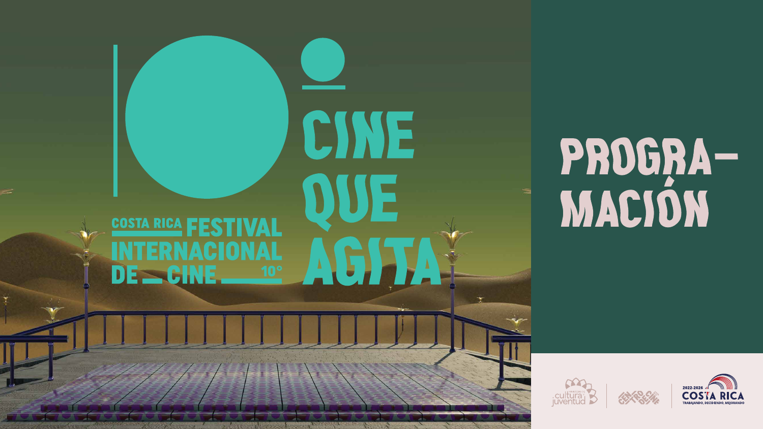# 10° CINE QUE AGITA

COSTA RICA FESTIVAL INTERNACIONAL DE CINE 10°

# PROGRA-MACIÓN

cultura y juventud

CENTRO DE CINE

2022-2026 COSTA RICA

TRABAJANDO, DECIDIENDO, MEJORANDO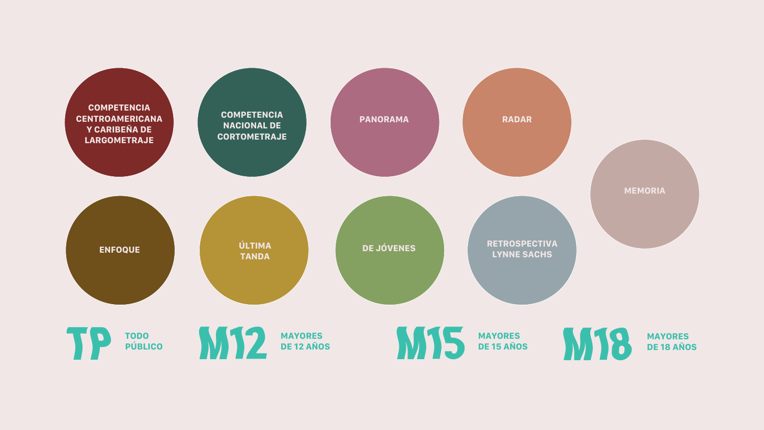- COMPETENCIA CENTROAMERICANA Y CARIBEÑA DE LARGOMETRAJE
- COMPETENCIA NACIONAL DE CORTOMETRAJE
- PANORAMA
- RADAR
- MEMORIA
- ENFOQUE
- ÚLTIMA TANDA
- DE JÓVENES
- RETROSPECTIVA LYNNE SACHS

**TP** TODO PÚBLICO

**M12** MAYORES DE 12 AÑOS

**M15** MAYORES DE 15 AÑOS

**M18** MAYORES DE 18 AÑOS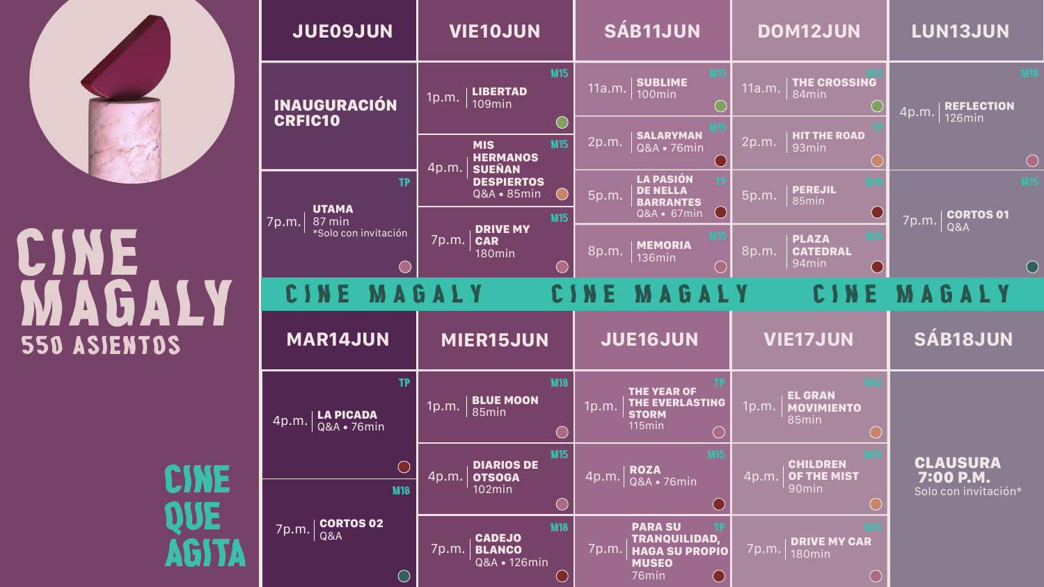# CINE MAGALY

**550 ASIENTOS**

## CINE QUE AGITA

| JUE09JUN | VIE10JUN | SÁB11JUN | DOM12JUN | LUN13JUN |
|---|---|---|---|---|
| **INAUGURACIÓN CRFIC10** | 1p.m. **LIBERTAD** 109min (M15) | 11a.m. **SUBLIME** 100min (M15) | 11a.m. **THE CROSSING** 84min (M12) | 4p.m. **REFLECTION** 126min (M18) |
| 7p.m. **UTAMA** 87 min *Solo con invitación (TP) | 4p.m. **MIS HERMANOS SUEÑAN DESPIERTOS** Q&A • 85min (M15) | 2p.m. **SALARYMAN** Q&A • 76min (M15) | 2p.m. **HIT THE ROAD** 93min (TP) | 7p.m. **CORTOS 01** Q&A (M15) |
| | 7p.m. **DRIVE MY CAR** 180min (M15) | 5p.m. **LA PASIÓN DE NELLA BARRANTES** Q&A • 67min (TP) | 5p.m. **PEREJIL** 85min (M18) | |
| | | 8p.m. **MEMORIA** 136min (M15) | 8p.m. **PLAZA CATEDRAL** 94min (M15) | |

CINE MAGALY CINE MAGALY CINE MAGALY

| MAR14JUN | MIER15JUN | JUE16JUN | VIE17JUN | SÁB18JUN |
|---|---|---|---|---|
| 4p.m. **LA PICADA** Q&A • 76min (TP) | 1p.m. **BLUE MOON** 85min (M18) | 1p.m. **THE YEAR OF THE EVERLASTING STORM** 115min (TP) | 1p.m. **EL GRAN MOVIMIENTO** 85min (M12) | **CLAUSURA 7:00 P.M.** Solo con invitación* |
| 7p.m. **CORTOS 02** Q&A (M18) | 4p.m. **DIARIOS DE OTSOGA** 102min (M15) | 4p.m. **ROZA** Q&A • 76min (M15) | 4p.m. **CHILDREN OF THE MIST** 90min (M15) | |
| | 7p.m. **CADEJO BLANCO** Q&A • 126min (M18) | 7p.m. **PARA SU TRANQUILIDAD, HAGA SU PROPIO MUSEO** 76min (TP) | 7p.m. **DRIVE MY CAR** 180min (M15) | |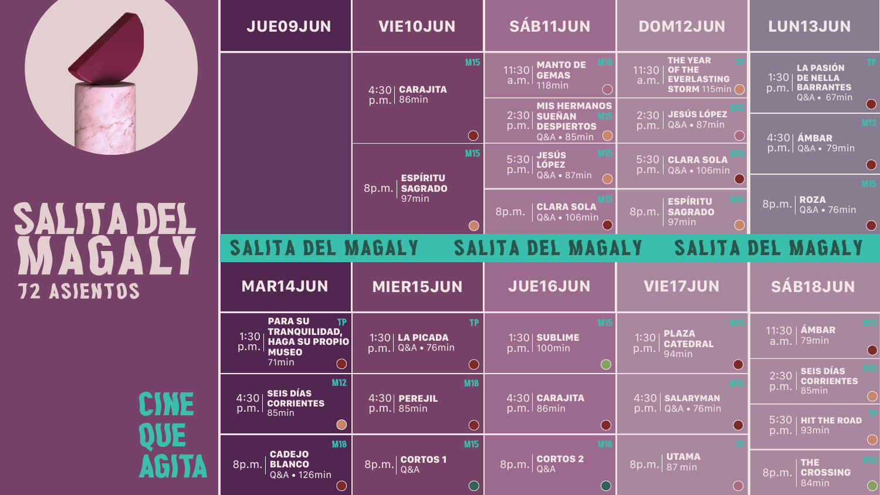# SALITA DEL MAGALY

72 ASIENTOS

CINE QUE AGITA

| JUE09JUN | VIE10JUN | SÁB11JUN | DOM12JUN | LUN13JUN |
|---|---|---|---|---|
| | 4:30 p.m. **CARAJITA** 86min (M15) | 11:30 a.m. **MANTO DE GEMAS** 118min (M18) | 11:30 a.m. **THE YEAR OF THE EVERLASTING STORM** 115min (TP) | 1:30 p.m. **LA PASIÓN DE NELLA BARRANTES** Q&A • 67min (TP) |
| | | 2:30 p.m. **MIS HERMANOS SUEÑAN DESPIERTOS** Q&A • 85min (M15) | 2:30 p.m. **JESÚS LÓPEZ** Q&A • 87min (M15) | 4:30 p.m. **ÁMBAR** Q&A • 79min (M12) |
| | 8p.m. **ESPÍRITU SAGRADO** 97min (M15) | 5:30 p.m. **JESÚS LÓPEZ** Q&A • 87min (M15) | 5:30 p.m. **CLARA SOLA** Q&A • 106min (M15) | 8p.m. **ROZA** Q&A • 76min (M15) |
| | | 8p.m. **CLARA SOLA** Q&A • 106min (M15) | 8p.m. **ESPÍRITU SAGRADO** 97min (M15) | |

SALITA DEL MAGALY SALITA DEL MAGALY SALITA DEL MAGALY

| MAR14JUN | MIER15JUN | JUE16JUN | VIE17JUN | SÁB18JUN |
|---|---|---|---|---|
| 1:30 p.m. **PARA SU TRANQUILIDAD, HAGA SU PROPIO MUSEO** 71min (TP) | 1:30 p.m. **LA PICADA** Q&A • 76min (TP) | 1:30 p.m. **SUBLIME** 100min (M15) | 1:30 p.m. **PLAZA CATEDRAL** 94min (M15) | 11:30 a.m. **ÁMBAR** 79min (M12) |
| | | | | 2:30 p.m. **SEIS DÍAS CORRIENTES** 85min (M12) |
| 4:30 p.m. **SEIS DÍAS CORRIENTES** 85min (M12) | 4:30 p.m. **PEREJIL** 85min (M18) | 4:30 p.m. **CARAJITA** 86min | 4:30 p.m. **SALARYMAN** Q&A • 76min (M15) | 5:30 p.m. **HIT THE ROAD** 93min (TP) |
| 8p.m. **CADEJO BLANCO** Q&A • 126min (M18) | 8p.m. **CORTOS 1** Q&A (M15) | 8p.m. **CORTOS 2** Q&A (M18) | 8p.m. **UTAMA** 87 min (TP) | 8p.m. **THE CROSSING** 84min (M12) |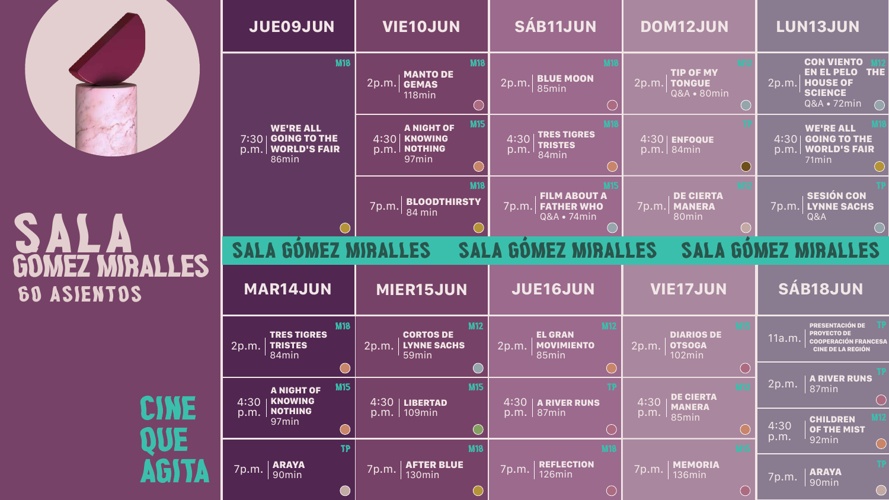# SALA GÓMEZ MIRALLES

60 ASIENTOS

CINE QUE AGITA

| JUE09JUN | VIE10JUN | SÁB11JUN | DOM12JUN | LUN13JUN |
|---|---|---|---|---|
| | 2p.m. **MANTO DE GEMAS** 118min — M18 | 2p.m. **BLUE MOON** 85min — M18 | 2p.m. **TIP OF MY TONGUE** Q&A • 80min — M12 | 2p.m. **CON VIENTO EN EL PELO THE HOUSE OF SCIENCE** Q&A • 72min — M12 |
| 7:30 p.m. **WE'RE ALL GOING TO THE WORLD'S FAIR** 86min — M18 | 4:30 p.m. **A NIGHT OF KNOWING NOTHING** 97min — M15 | 4:30 p.m. **TRES TIGRES TRISTES** 84min — M18 | 4:30 **ENFOQUE** 84min — TP | 4:30 p.m. **WE'RE ALL GOING TO THE WORLD'S FAIR** 71min — M18 |
| | 7p.m. **BLOODTHIRSTY** 84 min — M18 | 7p.m. **FILM ABOUT A FATHER WHO** Q&A • 74min — M15 | 7p.m. **DE CIERTA MANERA** 80min — M12 | 7p.m. **SESIÓN CON LYNNE SACHS** Q&A — TP |

SALA GÓMEZ MIRALLES

| MAR14JUN | MIER15JUN | JUE16JUN | VIE17JUN | SÁB18JUN |
|---|---|---|---|---|
| | | | | 11a.m. **PRESENTACIÓN DE PROYECTO DE COOPERACIÓN FRANCESA CINE DE LA REGIÓN** — TP |
| 2p.m. **TRES TIGRES TRISTES** 84min — M18 | 2p.m. **CORTOS DE LYNNE SACHS** 59min — M12 | 2p.m. **EL GRAN MOVIMIENTO** 85min — M12 | 2p.m. **DIARIOS DE OTSOGA** 102min — M15 | 2p.m. **A RIVER RUNS** 87min — TP |
| 4:30 p.m. **A NIGHT OF KNOWING NOTHING** 97min — M15 | 4:30 p.m. **LIBERTAD** 109min — M15 | 4:30 p.m. **A RIVER RUNS** 87min — TP | 4:30 p.m. **DE CIERTA MANERA** 85min — M12 | 4:30 p.m. **CHILDREN OF THE MIST** 92min — M12 |
| 7p.m. **ARAYA** 90min — TP | 7p.m. **AFTER BLUE** 130min — M18 | 7p.m. **REFLECTION** 126min — M18 | 7p.m. **MEMORIA** 136min — M15 | 7p.m. **ARAYA** 90min — TP |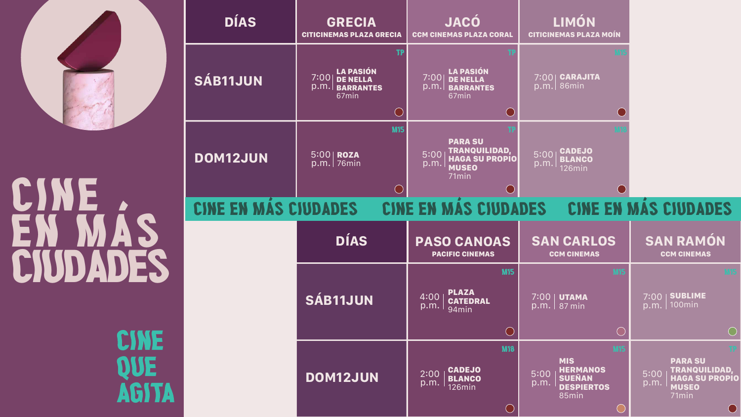# CINE EN MÁS CIUDADES

| DÍAS | GRECIA<br>CITICINEMAS PLAZA GRECIA | JACÓ<br>CCM CINEMAS PLAZA CORAL | LIMÓN<br>CITICINEMAS PLAZA MOÍN |
|---|---|---|---|
| SÁB11JUN | TP<br>7:00 p.m. **LA PASIÓN DE NELLA BARRANTES** 67min | TP<br>7:00 p.m. **LA PASIÓN DE NELLA BARRANTES** 67min | M15<br>7:00 p.m. **CARAJITA** 86min |
| DOM12JUN | M15<br>5:00 p.m. **ROZA** 76min | TP<br>5:00 p.m. **PARA SU TRANQUILIDAD, HAGA SU PROPIO MUSEO** 71min | M18<br>5:00 p.m. **CADEJO BLANCO** 126min |

CINE EN MÁS CIUDADES CINE EN MÁS CIUDADES CINE EN MÁS CIUDADES

| DÍAS | PASO CANOAS<br>PACIFIC CINEMAS | SAN CARLOS<br>CCM CINEMAS | SAN RAMÓN<br>CCM CINEMAS |
|---|---|---|---|
| SÁB11JUN | M15<br>4:00 p.m. **PLAZA CATEDRAL** 94min | M15<br>7:00 p.m. **UTAMA** 87 min | M15<br>7:00 p.m. **SUBLIME** 100min |
| DOM12JUN | M18<br>2:00 p.m. **CADEJO BLANCO** 126min | M15<br>5:00 p.m. **MIS HERMANOS SUEÑAN DESPIERTOS** 85min | TP<br>5:00 p.m. **PARA SU TRANQUILIDAD, HAGA SU PROPIO MUSEO** 71min |

CINE QUE AGITA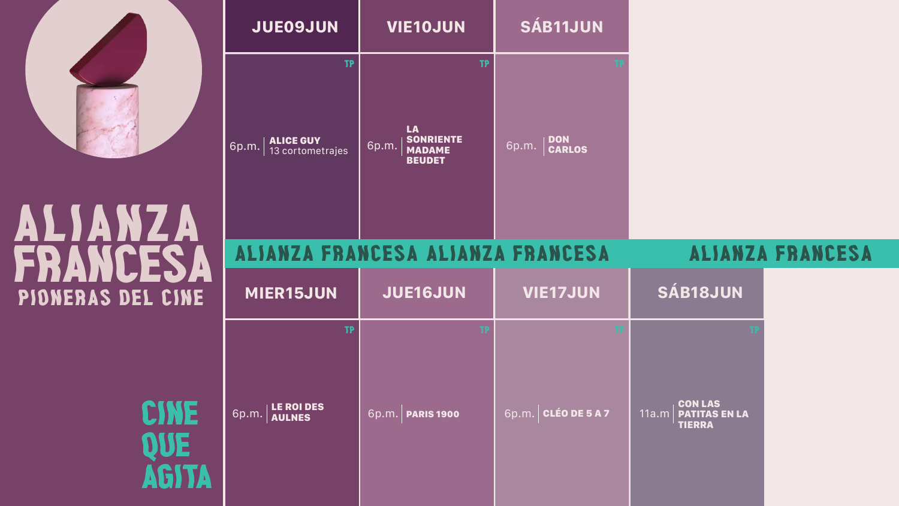# ALIANZA FRANCESA

## PIONERAS DEL CINE

**CINE QUE AGITA**

| JUE09JUN | VIE10JUN | SÁB11JUN |
|---|---|---|
| TP | TP | TP |
| 6p.m. **ALICE GUY** 13 cortometrajes | 6p.m. **LA SONRIENTE MADAME BEUDET** | 6p.m. **DON CARLOS** |

ALIANZA FRANCESA ALIANZA FRANCESA ALIANZA FRANCESA

| MIER15JUN | JUE16JUN | VIE17JUN | SÁB18JUN |
|---|---|---|---|
| TP | TP | TP | TP |
| 6p.m. **LE ROI DES AULNES** | 6p.m. **PARIS 1900** | 6p.m. **CLÉO DE 5 A 7** | 11a.m **CON LAS PATITAS EN LA TIERRA** |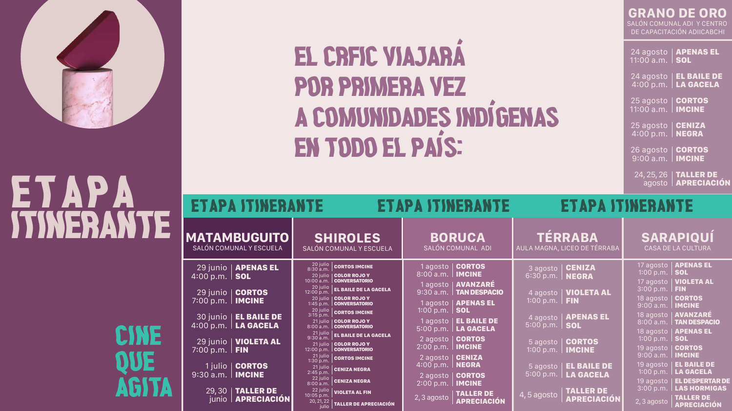# ETAPA ITINERANTE

## CINE QUE AGITA

# EL CRFIC VIAJARÁ POR PRIMERA VEZ A COMUNIDADES INDÍGENAS EN TODO EL PAÍS:

### GRANO DE ORO

SALÓN COMUNAL ADI Y CENTRO DE CAPACITACIÓN ADIICABCHI

| | |
|---|---|
| 24 agosto 11:00 a.m. | **APENAS EL SOL** |
| 24 agosto 4:00 p.m. | **EL BAILE DE LA GACELA** |
| 25 agosto 11:00 a.m. | **CORTOS IMCINE** |
| 25 agosto 4:00 p.m. | **CENIZA NEGRA** |
| 26 agosto 9:00 a.m. | **CORTOS IMCINE** |
| 24, 25, 26 agosto | **TALLER DE APRECIACIÓN** |

## ETAPA ITINERANTE ETAPA ITINERANTE ETAPA ITINERANTE

### MATAMBUGUITO

SALÓN COMUNAL Y ESCUELA

| | |
|---|---|
| 29 junio 4:00 p.m. | **APENAS EL SOL** |
| 29 junio 7:00 p.m. | **CORTOS IMCINE** |
| 30 junio 4:00 p.m. | **EL BAILE DE LA GACELA** |
| 29 junio 7:00 p.m. | **VIOLETA AL FIN** |
| 1 julio 9:30 a.m. | **CORTOS IMCINE** |
| 29, 30 junio | **TALLER DE APRECIACIÓN** |

### SHIROLES

SALÓN COMUNAL Y ESCUELA

| | |
|---|---|
| 20 julio 8:30 a.m. | **CORTOS IMCINE** |
| 20 julio 10:00 a.m. | **COLOR ROJO Y CONVERSATORIO** |
| 20 julio 12:00 p.m. | **EL BAILE DE LA GACELA** |
| 20 julio 1:45 p.m. | **COLOR ROJO Y CONVERSATORIO** |
| 20 julio 3:15 p.m. | **CORTOS IMCINE** |
| 21 julio 8:00 a.m. | **COLOR ROJO Y CONVERSATORIO** |
| 21 julio 9:30 a.m. | **EL BAILE DE LA GACELA** |
| 21 julio 12:00 p.m. | **COLOR ROJO Y CONVERSATORIO** |
| 21 julio 1:30 p.m. | **CORTOS IMCINE** |
| 21 julio 2:45 p.m. | **CENIZA NEGRA** |
| 22 julio 8:00 a.m. | **CENIZA NEGRA** |
| 22 julio 10:05 p.m. | **VIOLETA AL FIN** |
| 20, 21, 22 julio | **TALLER DE APRECIACIÓN** |

### BORUCA

SALÓN COMUNAL ADI

| | |
|---|---|
| 1 agosto 8:00 a.m. | **CORTOS IMCINE** |
| 1 agosto 9:30 a.m. | **AVANZARÉ TAN DESPACIO** |
| 1 agosto 1:00 p.m. | **APENAS EL SOL** |
| 1 agosto 5:00 p.m. | **EL BAILE DE LA GACELA** |
| 2 agosto 2:00 p.m. | **CORTOS IMCINE** |
| 2 agosto 4:00 p.m. | **CENIZA NEGRA** |
| 2 agosto 2:00 p.m. | **CORTOS IMCINE** |
| 2, 3 agosto | **TALLER DE APRECIACIÓN** |

### TÉRRABA

AULA MAGNA, LICEO DE TÉRRABA

| | |
|---|---|
| 3 agosto 6:30 p.m. | **CENIZA NEGRA** |
| 4 agosto 1:00 p.m. | **VIOLETA AL FIN** |
| 4 agosto 5:00 p.m. | **APENAS EL SOL** |
| 5 agosto 1:00 p.m. | **CORTOS IMCINE** |
| 5 agosto 5:00 p.m. | **EL BAILE DE LA GACELA** |
| 4, 5 agosto | **TALLER DE APRECIACIÓN** |

### SARAPIQUÍ

CASA DE LA CULTURA

| | |
|---|---|
| 17 agosto 1:00 p.m. | **APENAS EL SOL** |
| 17 agosto 3:00 p.m. | **VIOLETA AL FIN** |
| 18 agosto 9:00 a.m. | **CORTOS IMCINE** |
| 18 agosto 8:00 a.m. | **AVANZARÉ TAN DESPACIO** |
| 18 agosto 1:00 p.m. | **APENAS EL SOL** |
| 19 agosto 9:00 a.m. | **CORTOS IMCINE** |
| 19 agosto 1:00 p.m. | **EL BAILE DE LA GACELA** |
| 19 agosto 3:00 p.m. | **EL DESPERTAR DE LAS HORMIGAS** |
| 2, 3 agosto | **TALLER DE APRECIACIÓN** |